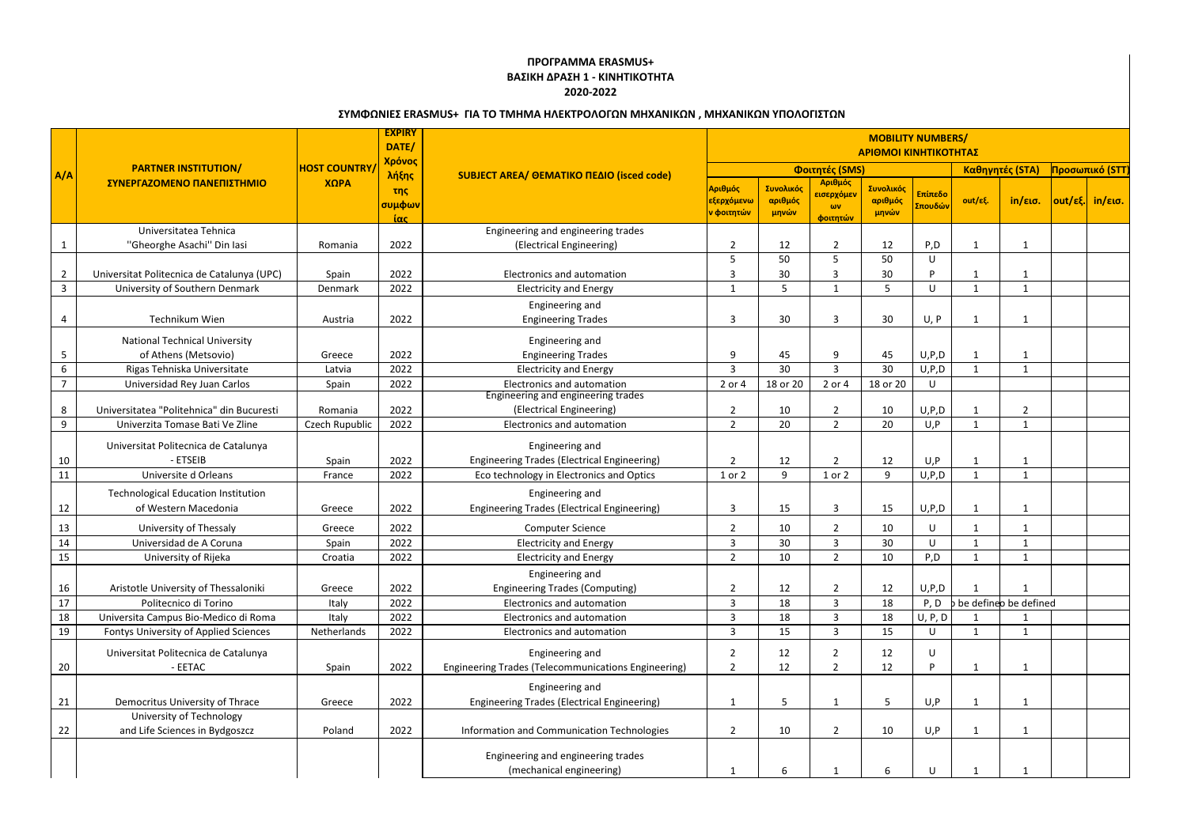**ΠΡΟΓΡΑΜΜΑ ERASMUS+**
**ΒΑΣΙΚΗ ΔΡΑΣΗ 1 - ΚΙΝΗΤΙΚΟΤΗΤΑ**
**2020-2022**

**ΣΥΜΦΩΝΙΕΣ ERASMUS+ ΓΙΑ ΤΟ ΤΜΗΜΑ ΗΛΕΚΤΡΟΛΟΓΩΝ ΜΗΧΑΝΙΚΩΝ , ΜΗΧΑΝΙΚΩΝ ΥΠΟΛΟΓΙΣΤΩΝ**

| A/A | PARTNER INSTITUTION/ ΣΥΝΕΡΓΑΖΟΜΕΝΟ ΠΑΝΕΠΙΣΤΗΜΙΟ | HOST COUNTRY/ ΧΩΡΑ | EXPIRY DATE/ Χρόνος λήξης της συμφωνίας | SUBJECT AREA/ ΘΕΜΑΤΙΚΟ ΠΕΔΙΟ (isced code) | MOBILITY NUMBERS/ ΑΡΙΘΜΟΙ ΚΙΝΗΤΙΚΟΤΗΤΑΣ | | | | | | | | |
|---|---|---|---|---|---|---|---|---|---|---|---|---|---|
| | | | | | Φοιτητές (SMS) | | | | | Καθηγητές (STA) | | Προσωπικό (STT) | |
| | | | | | Αριθμός εξερχόμενων φοιτητών | Συνολικός αριθμός μηνών | Αριθμός εισερχόμενων φοιτητών | Συνολικός αριθμός μηνών | Επίπεδο Σπουδών | out/εξ. | in/εισ. | out/εξ. | in/εισ. |
| 1 | Universitatea Tehnica "Gheorghe Asachi" Din Iasi | Romania | 2022 | Engineering and engineering trades (Electrical Engineering) | 2 | 12 | 2 | 12 | P,D | 1 | 1 | | |
| 2 | Universitat Politecnica de Catalunya (UPC) | Spain | 2022 | Electronics and automation | 5 | 50 | 5 | 50 | U | | | | |
| | | | | | 3 | 30 | 3 | 30 | P | 1 | 1 | | |
| 3 | University of Southern Denmark | Denmark | 2022 | Electricity and Energy | 1 | 5 | 1 | 5 | U | 1 | 1 | | |
| 4 | Technikum Wien | Austria | 2022 | Engineering and Engineering Trades | 3 | 30 | 3 | 30 | U, P | 1 | 1 | | |
| 5 | National Technical University of Athens (Metsovio) | Greece | 2022 | Engineering and Engineering Trades | 9 | 45 | 9 | 45 | U,P,D | 1 | 1 | | |
| 6 | Rigas Tehniska Universitate | Latvia | 2022 | Electricity and Energy | 3 | 30 | 3 | 30 | U,P,D | 1 | 1 | | |
| 7 | Universidad Rey Juan Carlos | Spain | 2022 | Electronics and automation | 2 or 4 | 18 or 20 | 2 or 4 | 18 or 20 | U | | | | |
| 8 | Universitatea "Politehnica" din Bucuresti | Romania | 2022 | Engineering and engineering trades (Electrical Engineering) | 2 | 10 | 2 | 10 | U,P,D | 1 | 2 | | |
| 9 | Univerzita Tomase Bati Ve Zline | Czech Rupublic | 2022 | Electronics and automation | 2 | 20 | 2 | 20 | U,P | 1 | 1 | | |
| 10 | Universitat Politecnica de Catalunya - ETSEIB | Spain | 2022 | Engineering and Engineering Trades (Electrical Engineering) | 2 | 12 | 2 | 12 | U,P | 1 | 1 | | |
| 11 | Universite d Orleans | France | 2022 | Eco technology in Electronics and Optics | 1 or 2 | 9 | 1 or 2 | 9 | U,P,D | 1 | 1 | | |
| 12 | Technological Education Institution of Western Macedonia | Greece | 2022 | Engineering and Engineering Trades (Electrical Engineering) | 3 | 15 | 3 | 15 | U,P,D | 1 | 1 | | |
| 13 | University of Thessaly | Greece | 2022 | Computer Science | 2 | 10 | 2 | 10 | U | 1 | 1 | | |
| 14 | Universidad de A Coruna | Spain | 2022 | Electricity and Energy | 3 | 30 | 3 | 30 | U | 1 | 1 | | |
| 15 | University of Rijeka | Croatia | 2022 | Electricity and Energy | 2 | 10 | 2 | 10 | P,D | 1 | 1 | | |
| 16 | Aristotle University of Thessaloniki | Greece | 2022 | Engineering and Engineering Trades (Computing) | 2 | 12 | 2 | 12 | U,P,D | 1 | 1 | | |
| 17 | Politecnico di Torino | Italy | 2022 | Electronics and automation | 3 | 18 | 3 | 18 | P, D | to be defined | to be defined | | |
| 18 | Universita Campus Bio-Medico di Roma | Italy | 2022 | Electronics and automation | 3 | 18 | 3 | 18 | U, P, D | 1 | 1 | | |
| 19 | Fontys University of Applied Sciences | Netherlands | 2022 | Electronics and automation | 3 | 15 | 3 | 15 | U | 1 | 1 | | |
| 20 | Universitat Politecnica de Catalunya - EETAC | Spain | 2022 | Engineering and Engineering Trades (Telecommunications Engineering) | 2 | 12 | 2 | 12 | U | | | | |
| | | | | | 2 | 12 | 2 | 12 | P | 1 | 1 | | |
| 21 | Democritus University of Thrace | Greece | 2022 | Engineering and Engineering Trades (Electrical Engineering) | 1 | 5 | 1 | 5 | U,P | 1 | 1 | | |
| 22 | University of Technology and Life Sciences in Bydgoszcz | Poland | 2022 | Information and Communication Technologies | 2 | 10 | 2 | 10 | U,P | 1 | 1 | | |
| | | | | Engineering and engineering trades (mechanical engineering) | 1 | 6 | 1 | 6 | U | 1 | 1 | | |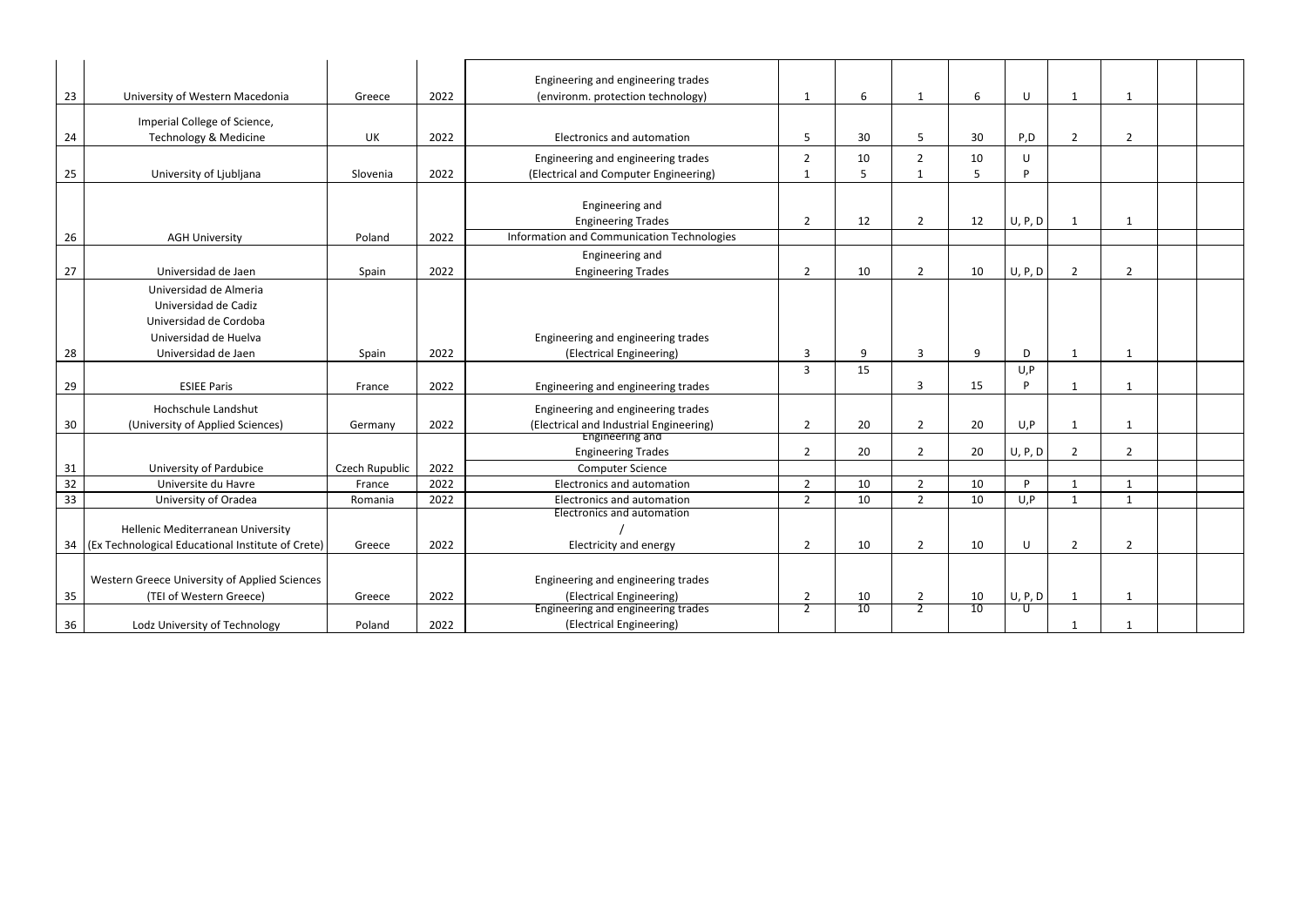| | | | | | | | | | | | | | |
|---|---|---|---|---|---|---|---|---|---|---|---|---|---|
| 23 | University of Western Macedonia | Greece | 2022 | Engineering and engineering trades (environm. protection technology) | 1 | 6 | 1 | 6 | U | 1 | 1 | | |
| 24 | Imperial College of Science, Technology & Medicine | UK | 2022 | Electronics and automation | 5 | 30 | 5 | 30 | P,D | 2 | 2 | | |
| 25 | University of Ljubljana | Slovenia | 2022 | Engineering and engineering trades (Electrical and Computer Engineering) | 2<br>1 | 10<br>5 | 2<br>1 | 10<br>5 | U<br>P | | | | |
| 26 | AGH University | Poland | 2022 | Engineering and Engineering Trades | 2 | 12 | 2 | 12 | U, P, D | 1 | 1 | | |
| | | | | Information and Communication Technologies | | | | | | | | | |
| 27 | Universidad de Jaen | Spain | 2022 | Engineering and Engineering Trades | 2 | 10 | 2 | 10 | U, P, D | 2 | 2 | | |
| 28 | Universidad de Almeria<br>Universidad de Cadiz<br>Universidad de Cordoba<br>Universidad de Huelva<br>Universidad de Jaen | Spain | 2022 | Engineering and engineering trades (Electrical Engineering) | 3 | 9 | 3 | 9 | D | 1 | 1 | | |
| 29 | ESIEE Paris | France | 2022 | Engineering and engineering trades | 3 | 15 | 3 | 15 | U,P<br>P | 1 | 1 | | |
| 30 | Hochschule Landshut (University of Applied Sciences) | Germany | 2022 | Engineering and engineering trades (Electrical and Industrial Engineering) | 2 | 20 | 2 | 20 | U,P | 1 | 1 | | |
| 31 | University of Pardubice | Czech Rupublic | 2022 | Engineering and Engineering Trades | 2 | 20 | 2 | 20 | U, P, D | 2 | 2 | | |
| | | | | Computer Science | | | | | | | | | |
| 32 | Universite du Havre | France | 2022 | Electronics and automation | 2 | 10 | 2 | 10 | P | 1 | 1 | | |
| 33 | University of Oradea | Romania | 2022 | Electronics and automation | 2 | 10 | 2 | 10 | U,P | 1 | 1 | | |
| 34 | Hellenic Mediterranean University (Ex Technological Educational Institute of Crete) | Greece | 2022 | Electronics and automation / Electricity and energy | 2 | 10 | 2 | 10 | U | 2 | 2 | | |
| 35 | Western Greece University of Applied Sciences (TEI of Western Greece) | Greece | 2022 | Engineering and engineering trades (Electrical Engineering) | 2 | 10 | 2 | 10 | U, P, D | 1 | 1 | | |
| 36 | Lodz University of Technology | Poland | 2022 | Engineering and engineering trades (Electrical Engineering) | 2 | 10 | 2 | 10 | U | 1 | 1 | | |